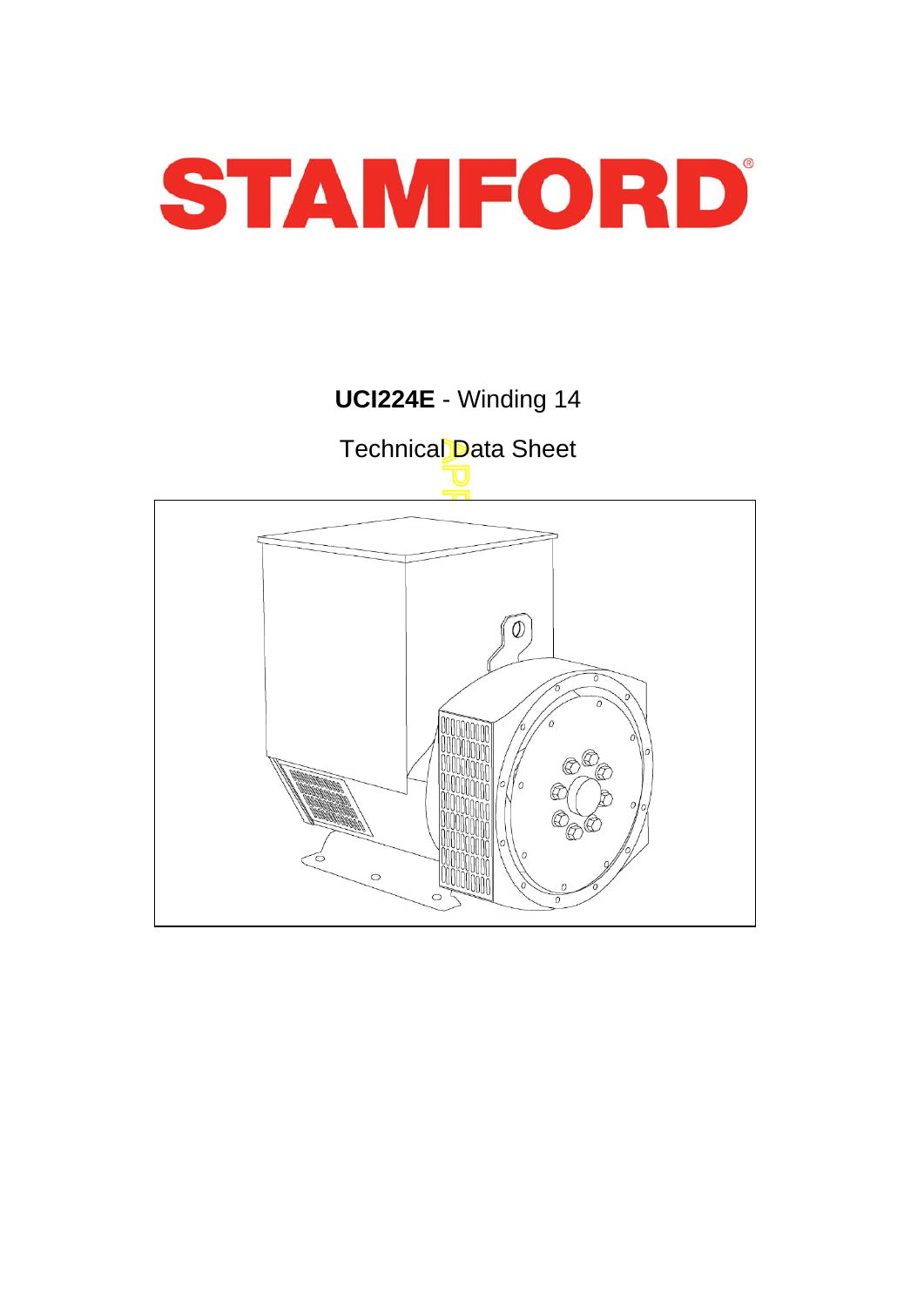# STAMFORD

**UCI224E** - Winding 14

Technical Data Sheet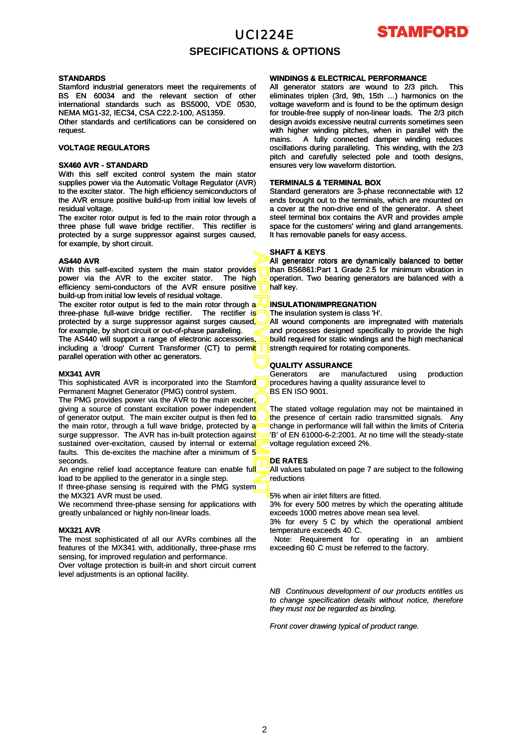# UCI224E

## SPECIFICATIONS & OPTIONS

### STANDARDS

Stamford industrial generators meet the requirements of BS EN 60034 and the relevant section of other international standards such as BS5000, VDE 0530, NEMA MG1-32, IEC34, CSA C22.2-100, AS1359.

Other standards and certifications can be considered on request.

### VOLTAGE REGULATORS

### SX460 AVR - STANDARD

With this self excited control system the main stator supplies power via the Automatic Voltage Regulator (AVR) to the exciter stator. The high efficiency semiconductors of the AVR ensure positive build-up from initial low levels of residual voltage.

The exciter rotor output is fed to the main rotor through a three phase full wave bridge rectifier. This rectifier is protected by a surge suppressor against surges caused, for example, by short circuit.

### AS440 AVR

With this self-excited system the main stator provides power via the AVR to the exciter stator. The high efficiency semi-conductors of the AVR ensure positive build-up from initial low levels of residual voltage.

The exciter rotor output is fed to the main rotor through a three-phase full-wave bridge rectifier. The rectifier is protected by a surge suppressor against surges caused, for example, by short circuit or out-of-phase paralleling.

The AS440 will support a range of electronic accessories, including a 'droop' Current Transformer (CT) to permit parallel operation with other ac generators.

### MX341 AVR

This sophisticated AVR is incorporated into the Stamford Permanent Magnet Generator (PMG) control system.

The PMG provides power via the AVR to the main exciter, giving a source of constant excitation power independent of generator output. The main exciter output is then fed to the main rotor, through a full wave bridge, protected by a surge suppressor. The AVR has in-built protection against sustained over-excitation, caused by internal or external faults. This de-excites the machine after a minimum of 5 seconds.

An engine relief load acceptance feature can enable full load to be applied to the generator in a single step.

If three-phase sensing is required with the PMG system the MX321 AVR must be used.

We recommend three-phase sensing for applications with greatly unbalanced or highly non-linear loads.

### MX321 AVR

The most sophisticated of all our AVRs combines all the features of the MX341 with, additionally, three-phase rms sensing, for improved regulation and performance.

Over voltage protection is built-in and short circuit current level adjustments is an optional facility.

### WINDINGS & ELECTRICAL PERFORMANCE

All generator stators are wound to 2/3 pitch. This eliminates triplen (3rd, 9th, 15th …) harmonics on the voltage waveform and is found to be the optimum design for trouble-free supply of non-linear loads. The 2/3 pitch design avoids excessive neutral currents sometimes seen with higher winding pitches, when in parallel with the mains. A fully connected damper winding reduces oscillations during paralleling. This winding, with the 2/3 pitch and carefully selected pole and tooth designs, ensures very low waveform distortion.

### TERMINALS & TERMINAL BOX

Standard generators are 3-phase reconnectable with 12 ends brought out to the terminals, which are mounted on a cover at the non-drive end of the generator. A sheet steel terminal box contains the AVR and provides ample space for the customers' wiring and gland arrangements. It has removable panels for easy access.

### SHAFT & KEYS

All generator rotors are dynamically balanced to better than BS6861:Part 1 Grade 2.5 for minimum vibration in operation. Two bearing generators are balanced with a half key.

### INSULATION/IMPREGNATION

The insulation system is class 'H'.

All wound components are impregnated with materials and processes designed specifically to provide the high build required for static windings and the high mechanical strength required for rotating components.

### QUALITY ASSURANCE

Generators are manufactured using production procedures having a quality assurance level to BS EN ISO 9001.

The stated voltage regulation may not be maintained in the presence of certain radio transmitted signals. Any change in performance will fall within the limits of Criteria 'B' of EN 61000-6-2:2001. At no time will the steady-state voltage regulation exceed 2%.

### DE RATES

All values tabulated on page 7 are subject to the following reductions

5% when air inlet filters are fitted.

3% for every 500 metres by which the operating altitude exceeds 1000 metres above mean sea level.

3% for every 5 C by which the operational ambient temperature exceeds 40 C.

Note: Requirement for operating in an ambient exceeding 60 C must be referred to the factory.

*NB Continuous development of our products entitles us to change specification details without notice, therefore they must not be regarded as binding.*

*Front cover drawing typical of product range.*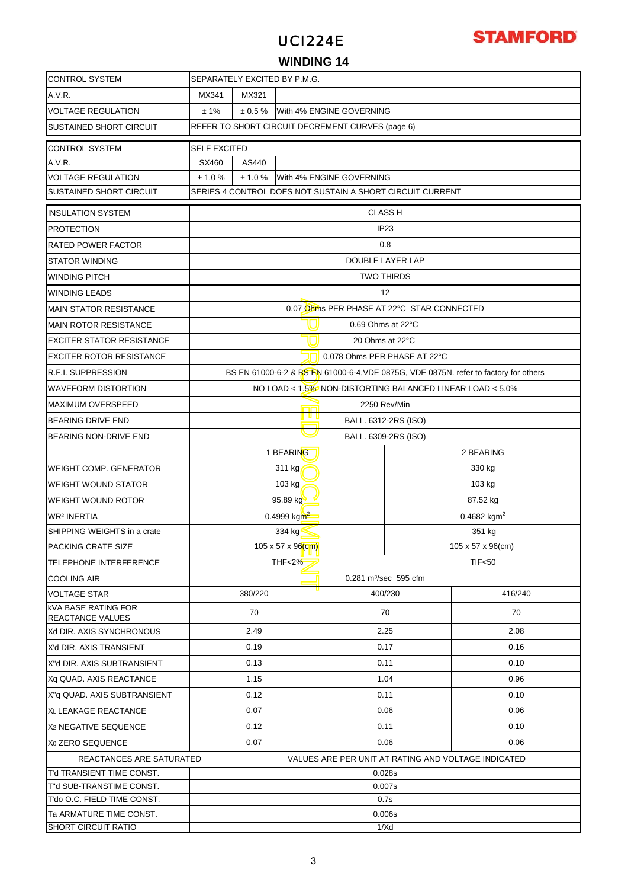# UCI224E

## WINDING 14

| CONTROL SYSTEM | SEPARATELY EXCITED BY P.M.G. | | |
|---|---|---|---|
| A.V.R. | MX341 | MX321 | |
| VOLTAGE REGULATION | ± 1% | ± 0.5 % | With 4% ENGINE GOVERNING |
| SUSTAINED SHORT CIRCUIT | REFER TO SHORT CIRCUIT DECREMENT CURVES (page 6) | | |

| CONTROL SYSTEM | SELF EXCITED | | |
|---|---|---|---|
| A.V.R. | SX460 | AS440 | |
| VOLTAGE REGULATION | ± 1.0 % | ± 1.0 % | With 4% ENGINE GOVERNING |
| SUSTAINED SHORT CIRCUIT | SERIES 4 CONTROL DOES NOT SUSTAIN A SHORT CIRCUIT CURRENT | | |

| INSULATION SYSTEM | CLASS H | | |
|---|---|---|---|
| PROTECTION | IP23 | | |
| RATED POWER FACTOR | 0.8 | | |
| STATOR WINDING | DOUBLE LAYER LAP | | |
| WINDING PITCH | TWO THIRDS | | |
| WINDING LEADS | 12 | | |
| MAIN STATOR RESISTANCE | 0.07 Ohms PER PHASE AT 22°C STAR CONNECTED | | |
| MAIN ROTOR RESISTANCE | 0.69 Ohms at 22°C | | |
| EXCITER STATOR RESISTANCE | 20 Ohms at 22°C | | |
| EXCITER ROTOR RESISTANCE | 0.078 Ohms PER PHASE AT 22°C | | |
| R.F.I. SUPPRESSION | BS EN 61000-6-2 & BS EN 61000-6-4,VDE 0875G, VDE 0875N. refer to factory for others | | |
| WAVEFORM DISTORTION | NO LOAD < 1.5% NON-DISTORTING BALANCED LINEAR LOAD < 5.0% | | |
| MAXIMUM OVERSPEED | 2250 Rev/Min | | |
| BEARING DRIVE END | BALL. 6312-2RS (ISO) | | |
| BEARING NON-DRIVE END | BALL. 6309-2RS (ISO) | | |
| | 1 BEARING | | 2 BEARING |
| WEIGHT COMP. GENERATOR | 311 kg | | 330 kg |
| WEIGHT WOUND STATOR | 103 kg | | 103 kg |
| WEIGHT WOUND ROTOR | 95.89 kg | | 87.52 kg |
| WR² INERTIA | 0.4999 kgm² | | 0.4682 kgm² |
| SHIPPING WEIGHTS in a crate | 334 kg | | 351 kg |
| PACKING CRATE SIZE | 105 x 57 x 96(cm) | | 105 x 57 x 96(cm) |
| TELEPHONE INTERFERENCE | THF<2% | | TIF<50 |
| COOLING AIR | 0.281 m³/sec 595 cfm | | |
| VOLTAGE STAR | 380/220 | 400/230 | 416/240 |
| kVA BASE RATING FOR REACTANCE VALUES | 70 | 70 | 70 |
| Xd DIR. AXIS SYNCHRONOUS | 2.49 | 2.25 | 2.08 |
| X'd DIR. AXIS TRANSIENT | 0.19 | 0.17 | 0.16 |
| X''d DIR. AXIS SUBTRANSIENT | 0.13 | 0.11 | 0.10 |
| Xq QUAD. AXIS REACTANCE | 1.15 | 1.04 | 0.96 |
| X''q QUAD. AXIS SUBTRANSIENT | 0.12 | 0.11 | 0.10 |
| XL LEAKAGE REACTANCE | 0.07 | 0.06 | 0.06 |
| X2 NEGATIVE SEQUENCE | 0.12 | 0.11 | 0.10 |
| X0 ZERO SEQUENCE | 0.07 | 0.06 | 0.06 |
| REACTANCES ARE SATURATED | VALUES ARE PER UNIT AT RATING AND VOLTAGE INDICATED | | |
| T'd TRANSIENT TIME CONST. | 0.028s | | |
| T''d SUB-TRANSTIME CONST. | 0.007s | | |
| T'do O.C. FIELD TIME CONST. | 0.7s | | |
| Ta ARMATURE TIME CONST. | 0.006s | | |
| SHORT CIRCUIT RATIO | 1/Xd | | |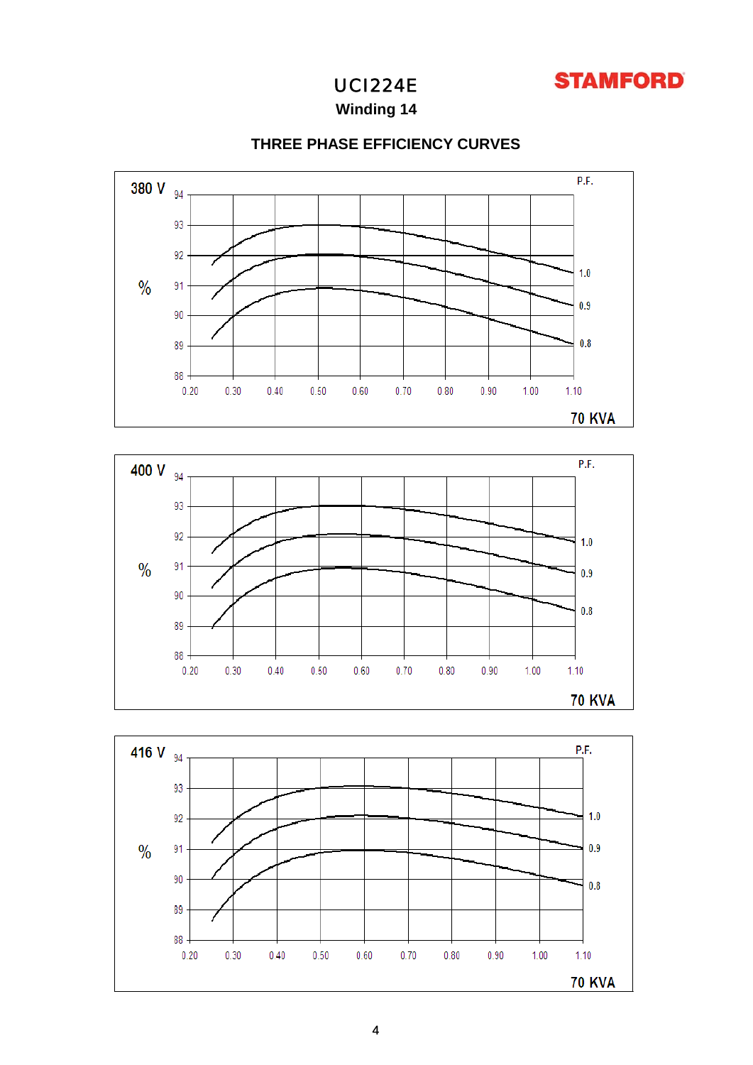# UCI224E

## Winding 14

STAMFORD

### THREE PHASE EFFICIENCY CURVES

380 V

| % | |
|---|---|
| 94 | |
| 93 | |
| 92 | |
| 91 | |
| 90 | |
| 89 | |
| 88 | |

0.20 0.30 0.40 0.50 0.60 0.70 0.80 0.90 1.00 1.10

P.F.: 1.0, 0.9, 0.8

70 KVA

400 V

| % | |
|---|---|
| 94 | |
| 93 | |
| 92 | |
| 91 | |
| 90 | |
| 89 | |
| 88 | |

0.20 0.30 0.40 0.50 0.60 0.70 0.80 0.90 1.00 1.10

P.F.: 1.0, 0.9, 0.8

70 KVA

416 V

| % | |
|---|---|
| 94 | |
| 93 | |
| 92 | |
| 91 | |
| 90 | |
| 89 | |
| 88 | |

0.20 0.30 0.40 0.50 0.60 0.70 0.80 0.90 1.00 1.10

P.F.: 1.0, 0.9, 0.8

70 KVA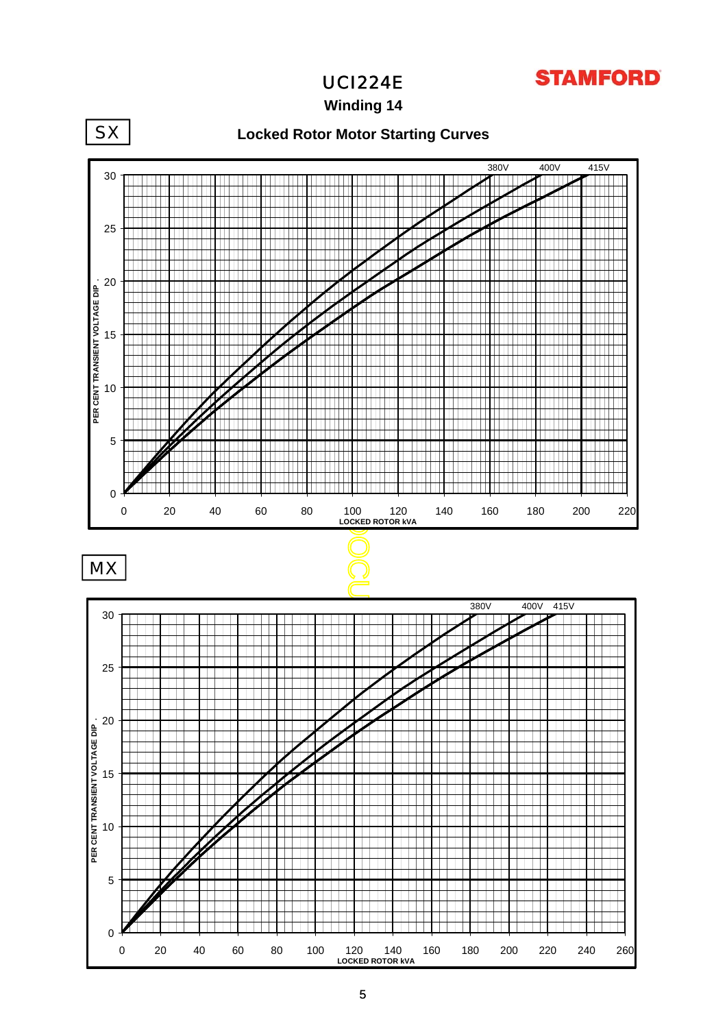# UCI224E

## Winding 14

STAMFORD

## Locked Rotor Motor Starting Curves

SX

PER CENT TRANSIENT VOLTAGE DIP.

LOCKED ROTOR kVA

380V 400V 415V

MX

PER CENT TRANSIENT VOLTAGE DIP.

LOCKED ROTOR kVA

380V 400V 415V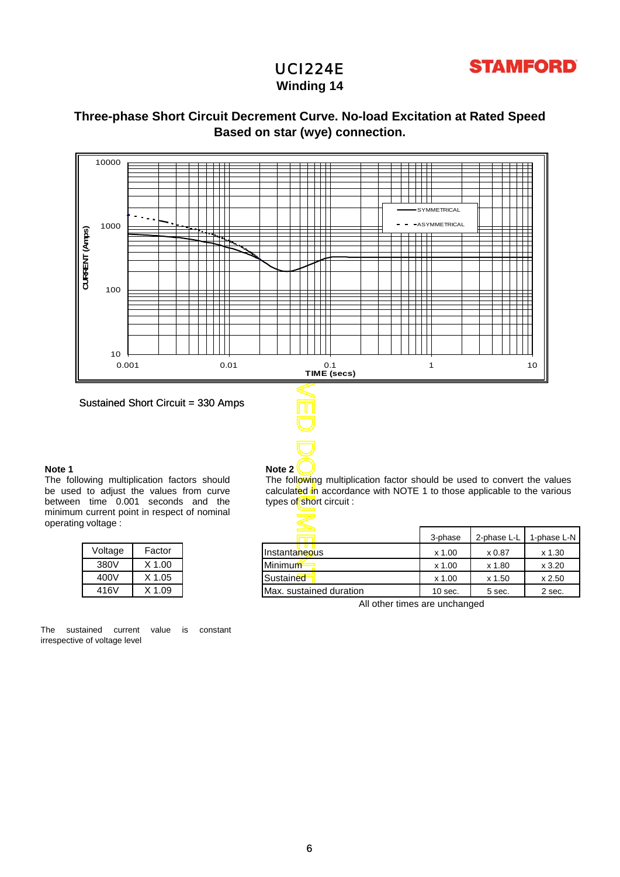# UCI224E
## Winding 14

STAMFORD

### Three-phase Short Circuit Decrement Curve. No-load Excitation at Rated Speed
### Based on star (wye) connection.

Sustained Short Circuit = 330 Amps

**Note 1**

The following multiplication factors should be used to adjust the values from curve between time 0.001 seconds and the minimum current point in respect of nominal operating voltage :

| Voltage | Factor |
|---|---|
| 380V | X 1.00 |
| 400V | X 1.05 |
| 416V | X 1.09 |

The sustained current value is constant irrespective of voltage level

**Note 2**

The following multiplication factor should be used to convert the values calculated in accordance with NOTE 1 to those applicable to the various types of short circuit :

| | 3-phase | 2-phase L-L | 1-phase L-N |
|---|---|---|---|
| Instantaneous | x 1.00 | x 0.87 | x 1.30 |
| Minimum | x 1.00 | x 1.80 | x 3.20 |
| Sustained | x 1.00 | x 1.50 | x 2.50 |
| Max. sustained duration | 10 sec. | 5 sec. | 2 sec. |

All other times are unchanged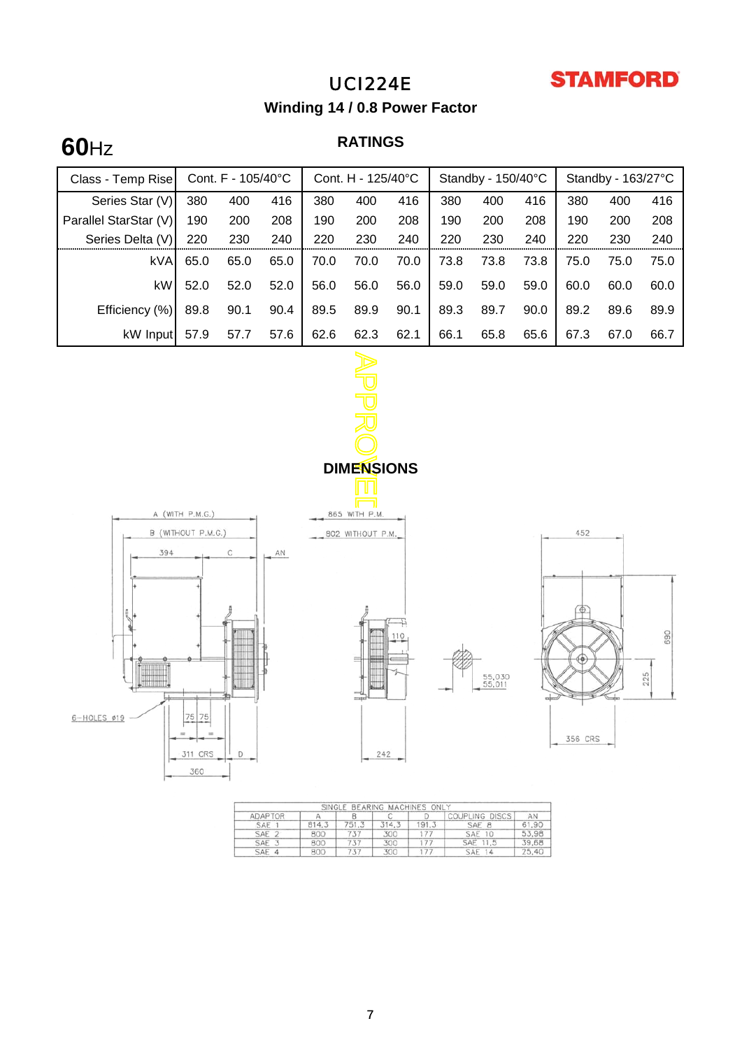# UCI224E

STAMFORD

## Winding 14 / 0.8 Power Factor

**60**Hz

### RATINGS

| Class - Temp Rise | Cont. F - 105/40°C | | | Cont. H - 125/40°C | | | Standby - 150/40°C | | | Standby - 163/27°C | | |
|---|---|---|---|---|---|---|---|---|---|---|---|---|
| Series Star (V) | 380 | 400 | 416 | 380 | 400 | 416 | 380 | 400 | 416 | 380 | 400 | 416 |
| Parallel StarStar (V) | 190 | 200 | 208 | 190 | 200 | 208 | 190 | 200 | 208 | 190 | 200 | 208 |
| Series Delta (V) | 220 | 230 | 240 | 220 | 230 | 240 | 220 | 230 | 240 | 220 | 230 | 240 |
| kVA | 65.0 | 65.0 | 65.0 | 70.0 | 70.0 | 70.0 | 73.8 | 73.8 | 73.8 | 75.0 | 75.0 | 75.0 |
| kW | 52.0 | 52.0 | 52.0 | 56.0 | 56.0 | 56.0 | 59.0 | 59.0 | 59.0 | 60.0 | 60.0 | 60.0 |
| Efficiency (%) | 89.8 | 90.1 | 90.4 | 89.5 | 89.9 | 90.1 | 89.3 | 89.7 | 90.0 | 89.2 | 89.6 | 89.9 |
| kW Input | 57.9 | 57.7 | 57.6 | 62.6 | 62.3 | 62.1 | 66.1 | 65.8 | 65.6 | 67.3 | 67.0 | 66.7 |

APPROVED

### DIMENSIONS

A (WITH P.M.G.)
B (WITHOUT P.M.G.)
394 C AN
6-HOLES ø19
75 75
311 CRS D
360

865 WITH P.M.
802 WITHOUT P.M.
110
242

55,030
55,011

452
690
225
356 CRS

| SINGLE BEARING MACHINES ONLY | | | | | | |
|---|---|---|---|---|---|---|
| ADAPTOR | A | B | C | D | COUPLING DISCS | AN |
| SAE 1 | 814,3 | 751,3 | 314,3 | 191,3 | SAE 8 | 61,90 |
| SAE 2 | 800 | 737 | 300 | 177 | SAE 10 | 53,98 |
| SAE 3 | 800 | 737 | 300 | 177 | SAE 11,5 | 39,68 |
| SAE 4 | 800 | 737 | 300 | 177 | SAE 14 | 25,40 |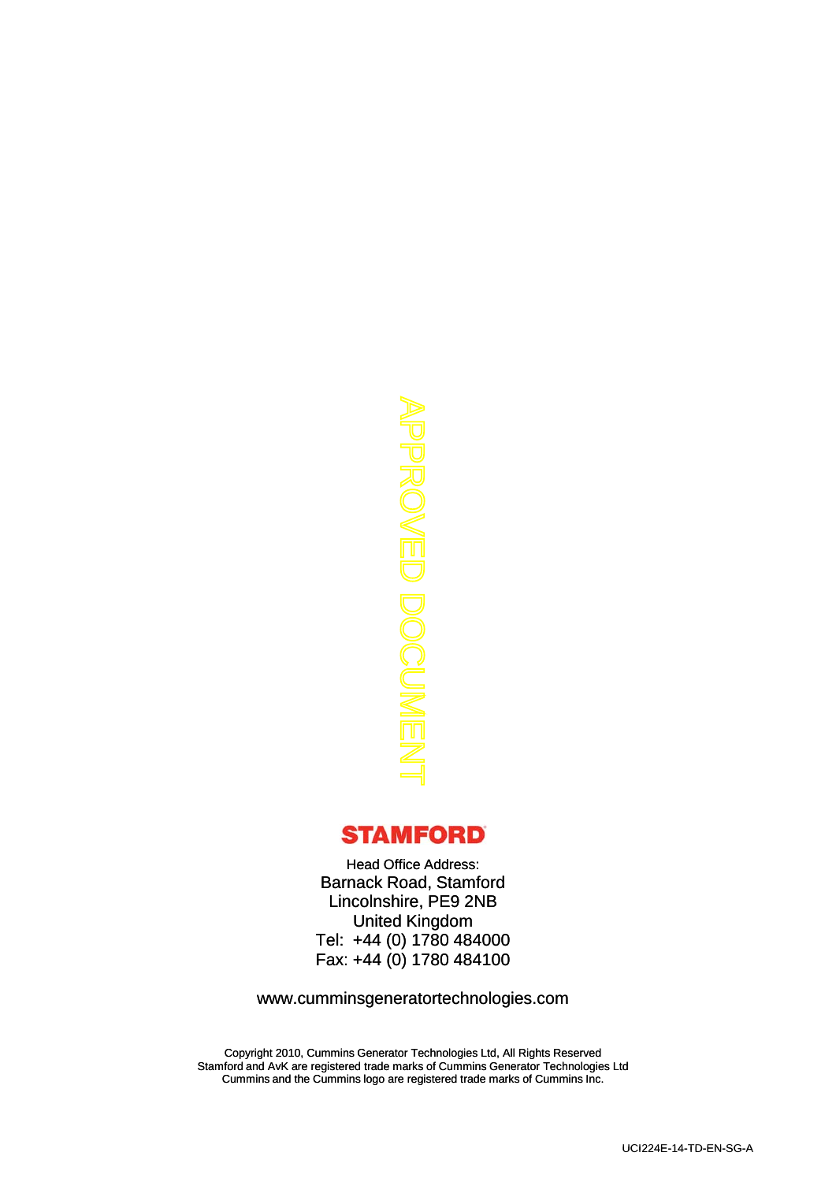APPROVED DOCUMENT

**STAMFORD**

Head Office Address:
Barnack Road, Stamford
Lincolnshire, PE9 2NB
United Kingdom
Tel: +44 (0) 1780 484000
Fax: +44 (0) 1780 484100

www.cumminsgeneratortechnologies.com

Copyright 2010, Cummins Generator Technologies Ltd, All Rights Reserved
Stamford and AvK are registered trade marks of Cummins Generator Technologies Ltd
Cummins and the Cummins logo are registered trade marks of Cummins Inc.

UCI224E-14-TD-EN-SG-A